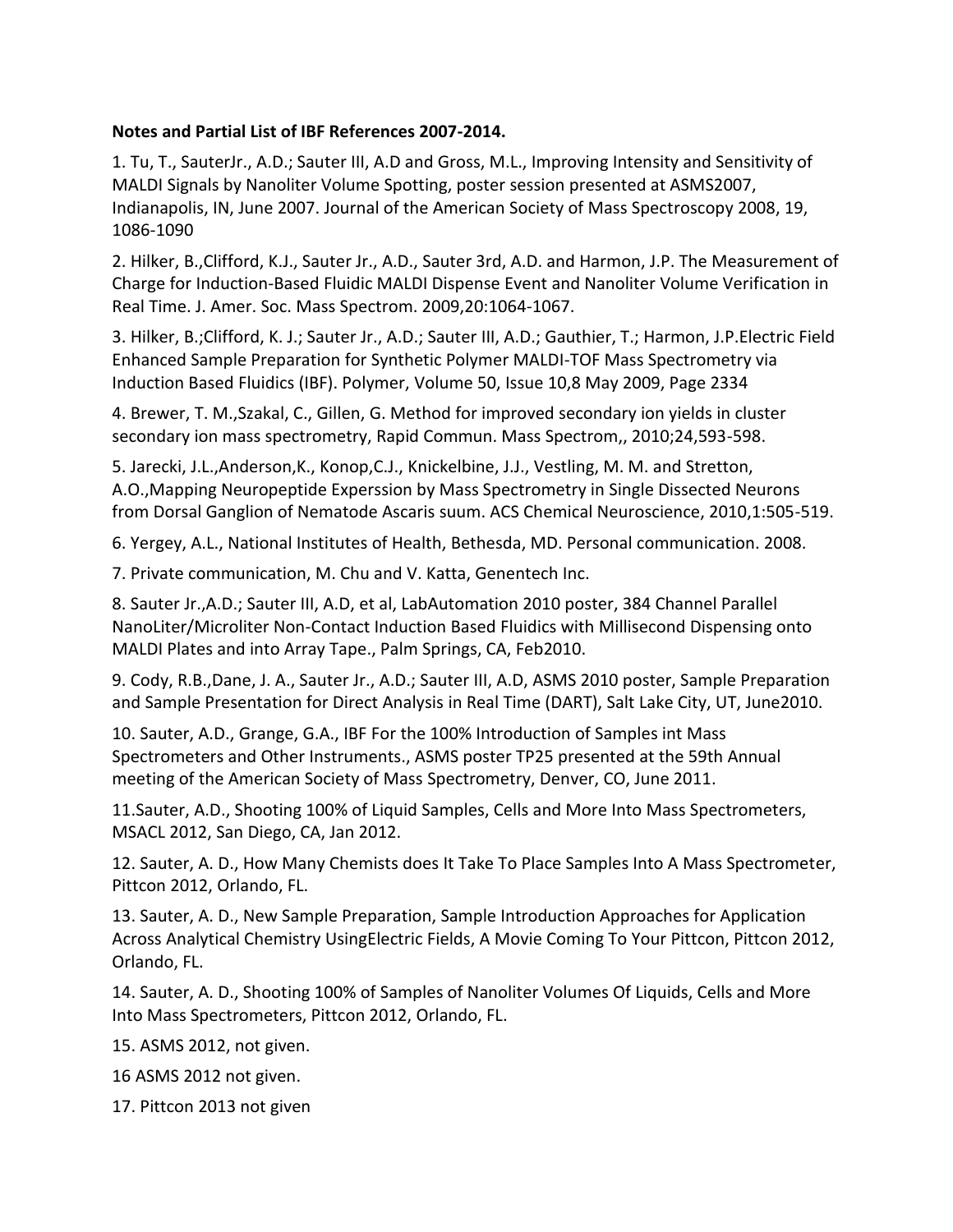**Notes and Partial List of IBF References 2007-2014.**

1. Tu, T., SauterJr., A.D.; Sauter III, A.D and Gross, M.L., Improving Intensity and Sensitivity of MALDI Signals by Nanoliter Volume Spotting, poster session presented at ASMS2007, Indianapolis, IN, June 2007. Journal of the American Society of Mass Spectroscopy 2008, 19, 1086-1090

2. Hilker, B.,Clifford, K.J., Sauter Jr., A.D., Sauter 3rd, A.D. and Harmon, J.P. The Measurement of Charge for Induction-Based Fluidic MALDI Dispense Event and Nanoliter Volume Verification in Real Time. J. Amer. Soc. Mass Spectrom. 2009,20:1064-1067.

3. Hilker, B.;Clifford, K. J.; Sauter Jr., A.D.; Sauter III, A.D.; Gauthier, T.; Harmon, J.P.Electric Field Enhanced Sample Preparation for Synthetic Polymer MALDI-TOF Mass Spectrometry via Induction Based Fluidics (IBF). Polymer, Volume 50, Issue 10,8 May 2009, Page 2334

4. Brewer, T. M.,Szakal, C., Gillen, G. Method for improved secondary ion yields in cluster secondary ion mass spectrometry, Rapid Commun. Mass Spectrom,, 2010;24,593-598.

5. Jarecki, J.L.,Anderson,K., Konop,C.J., Knickelbine, J.J., Vestling, M. M. and Stretton, A.O.,Mapping Neuropeptide Experssion by Mass Spectrometry in Single Dissected Neurons from Dorsal Ganglion of Nematode Ascaris suum. ACS Chemical Neuroscience, 2010,1:505-519.

6. Yergey, A.L., National Institutes of Health, Bethesda, MD. Personal communication. 2008.

7. Private communication, M. Chu and V. Katta, Genentech Inc.

8. Sauter Jr.,A.D.; Sauter III, A.D, et al, LabAutomation 2010 poster, 384 Channel Parallel NanoLiter/Microliter Non-Contact Induction Based Fluidics with Millisecond Dispensing onto MALDI Plates and into Array Tape., Palm Springs, CA, Feb2010.

9. Cody, R.B.,Dane, J. A., Sauter Jr., A.D.; Sauter III, A.D, ASMS 2010 poster, Sample Preparation and Sample Presentation for Direct Analysis in Real Time (DART), Salt Lake City, UT, June2010.

10. Sauter, A.D., Grange, G.A., IBF For the 100% Introduction of Samples int Mass Spectrometers and Other Instruments., ASMS poster TP25 presented at the 59th Annual meeting of the American Society of Mass Spectrometry, Denver, CO, June 2011.

11.Sauter, A.D., Shooting 100% of Liquid Samples, Cells and More Into Mass Spectrometers, MSACL 2012, San Diego, CA, Jan 2012.

12. Sauter, A. D., How Many Chemists does It Take To Place Samples Into A Mass Spectrometer, Pittcon 2012, Orlando, FL.

13. Sauter, A. D., New Sample Preparation, Sample Introduction Approaches for Application Across Analytical Chemistry UsingElectric Fields, A Movie Coming To Your Pittcon, Pittcon 2012, Orlando, FL.

14. Sauter, A. D., Shooting 100% of Samples of Nanoliter Volumes Of Liquids, Cells and More Into Mass Spectrometers, Pittcon 2012, Orlando, FL.

15. ASMS 2012, not given.

16 ASMS 2012 not given.

17. Pittcon 2013 not given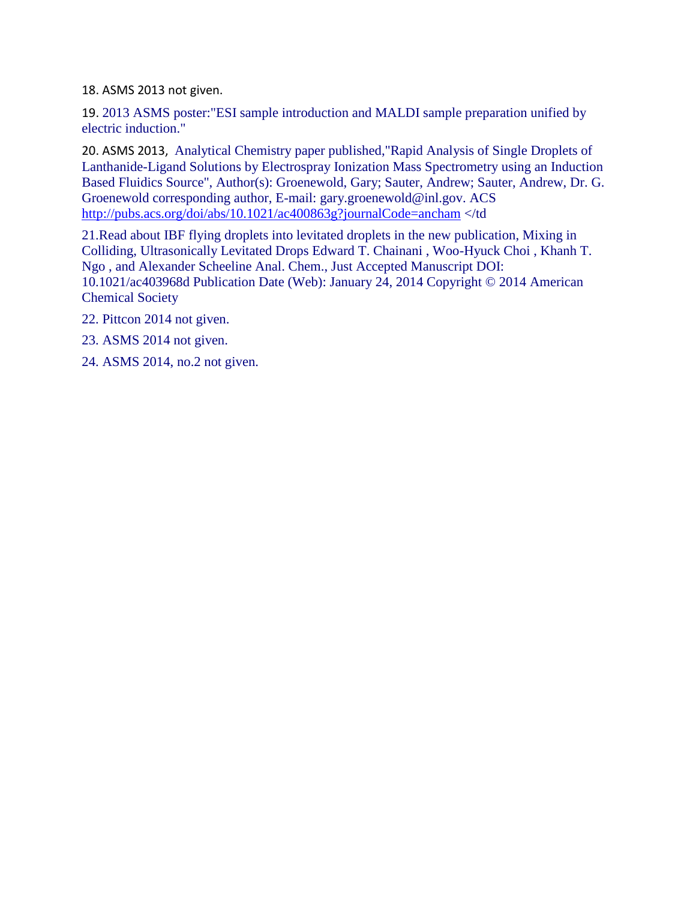18. ASMS 2013 not given.

19. 2013 ASMS poster:"ESI sample introduction and MALDI sample preparation unified by electric induction."

20. ASMS 2013, Analytical Chemistry paper published,"Rapid Analysis of Single Droplets of Lanthanide-Ligand Solutions by Electrospray Ionization Mass Spectrometry using an Induction Based Fluidics Source", Author(s): Groenewold, Gary; Sauter, Andrew; Sauter, Andrew, Dr. G. Groenewold corresponding author, E-mail: gary.groenewold@inl.gov. ACS [http://pubs.acs.org/doi/abs/10.1021/ac400863g?journalCode=ancham](http://pubs.acs.org/doi/abs/10.1021/ac400863g?journalCode=ancham) </td

21.Read about IBF flying droplets into levitated droplets in the new publication, Mixing in Colliding, Ultrasonically Levitated Drops Edward T. Chainani , Woo-Hyuck Choi , Khanh T. Ngo , and Alexander Scheeline Anal. Chem., Just Accepted Manuscript DOI: 10.1021/ac403968d Publication Date (Web): January 24, 2014 Copyright © 2014 American Chemical Society

22. Pittcon 2014 not given.

23. ASMS 2014 not given.

24. ASMS 2014, no.2 not given.